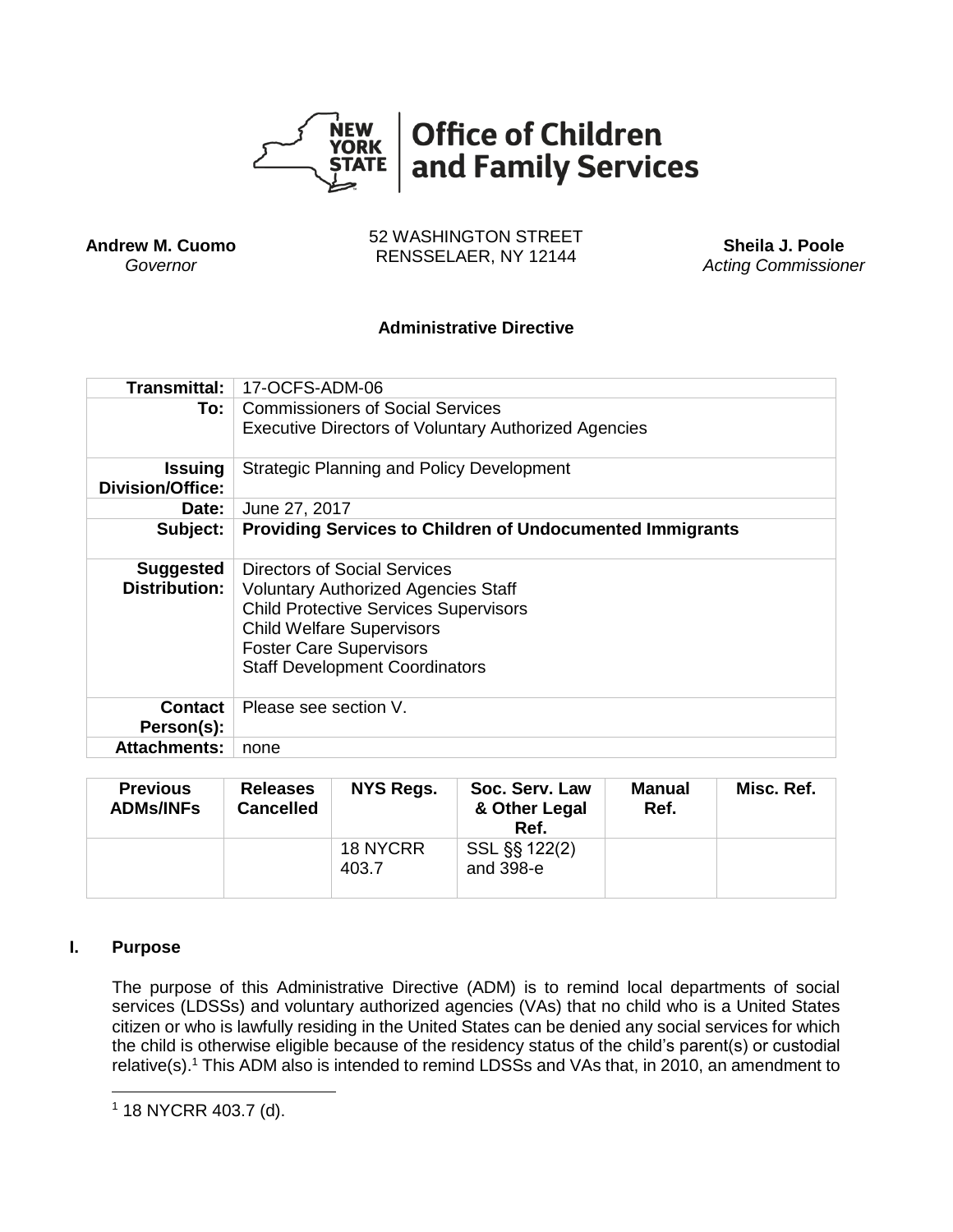**Office of Children and Family Services**

**Andrew M. Cuomo**
*Governor*

52 WASHINGTON STREET
RENSSELAER, NY 12144

**Sheila J. Poole**
*Acting Commissioner*

**Administrative Directive**

| | |
|---|---|
| **Transmittal:** | 17-OCFS-ADM-06 |
| **To:** | Commissioners of Social Services<br>Executive Directors of Voluntary Authorized Agencies |
| **Issuing Division/Office:** | Strategic Planning and Policy Development |
| **Date:** | June 27, 2017 |
| **Subject:** | **Providing Services to Children of Undocumented Immigrants** |
| **Suggested Distribution:** | Directors of Social Services<br>Voluntary Authorized Agencies Staff<br>Child Protective Services Supervisors<br>Child Welfare Supervisors<br>Foster Care Supervisors<br>Staff Development Coordinators |
| **Contact Person(s):** | Please see section V. |
| **Attachments:** | none |

| Previous ADMs/INFs | Releases Cancelled | NYS Regs. | Soc. Serv. Law & Other Legal Ref. | Manual Ref. | Misc. Ref. |
|---|---|---|---|---|---|
| | | 18 NYCRR 403.7 | SSL §§ 122(2) and 398-e | | |

## I. Purpose

The purpose of this Administrative Directive (ADM) is to remind local departments of social services (LDSSs) and voluntary authorized agencies (VAs) that no child who is a United States citizen or who is lawfully residing in the United States can be denied any social services for which the child is otherwise eligible because of the residency status of the child's parent(s) or custodial relative(s).[1] This ADM also is intended to remind LDSSs and VAs that, in 2010, an amendment to

[1] 18 NYCRR 403.7 (d).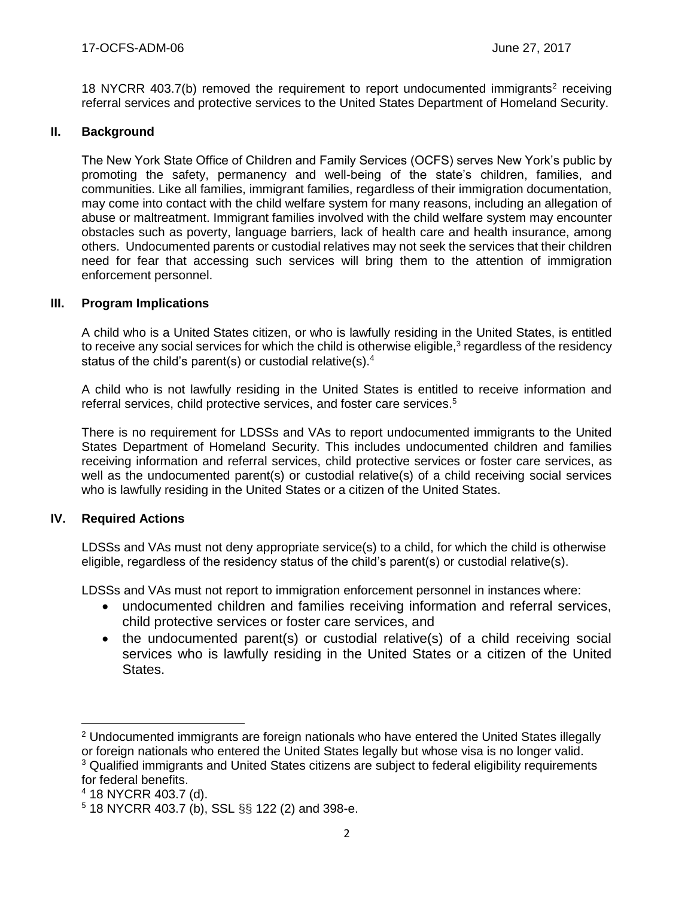18 NYCRR 403.7(b) removed the requirement to report undocumented immigrants[2] receiving referral services and protective services to the United States Department of Homeland Security.

## II. Background

The New York State Office of Children and Family Services (OCFS) serves New York's public by promoting the safety, permanency and well-being of the state's children, families, and communities. Like all families, immigrant families, regardless of their immigration documentation, may come into contact with the child welfare system for many reasons, including an allegation of abuse or maltreatment. Immigrant families involved with the child welfare system may encounter obstacles such as poverty, language barriers, lack of health care and health insurance, among others. Undocumented parents or custodial relatives may not seek the services that their children need for fear that accessing such services will bring them to the attention of immigration enforcement personnel.

## III. Program Implications

A child who is a United States citizen, or who is lawfully residing in the United States, is entitled to receive any social services for which the child is otherwise eligible,[3] regardless of the residency status of the child's parent(s) or custodial relative(s).[4]

A child who is not lawfully residing in the United States is entitled to receive information and referral services, child protective services, and foster care services.[5]

There is no requirement for LDSSs and VAs to report undocumented immigrants to the United States Department of Homeland Security. This includes undocumented children and families receiving information and referral services, child protective services or foster care services, as well as the undocumented parent(s) or custodial relative(s) of a child receiving social services who is lawfully residing in the United States or a citizen of the United States.

## IV. Required Actions

LDSSs and VAs must not deny appropriate service(s) to a child, for which the child is otherwise eligible, regardless of the residency status of the child's parent(s) or custodial relative(s).

LDSSs and VAs must not report to immigration enforcement personnel in instances where:

- undocumented children and families receiving information and referral services, child protective services or foster care services, and
- the undocumented parent(s) or custodial relative(s) of a child receiving social services who is lawfully residing in the United States or a citizen of the United States.

---

[2] Undocumented immigrants are foreign nationals who have entered the United States illegally or foreign nationals who entered the United States legally but whose visa is no longer valid.

[3] Qualified immigrants and United States citizens are subject to federal eligibility requirements for federal benefits.

[4] 18 NYCRR 403.7 (d).

[5] 18 NYCRR 403.7 (b), SSL §§ 122 (2) and 398-e.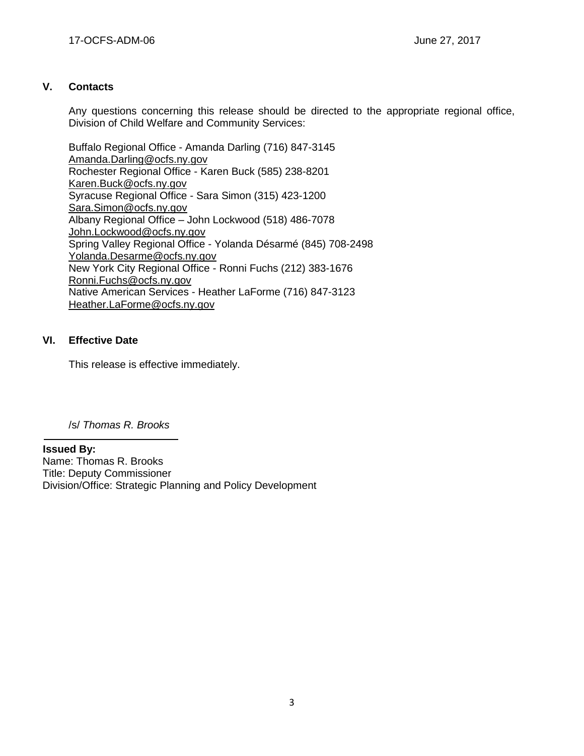## V. Contacts

Any questions concerning this release should be directed to the appropriate regional office, Division of Child Welfare and Community Services:

Buffalo Regional Office - Amanda Darling (716) 847-3145
Amanda.Darling@ocfs.ny.gov
Rochester Regional Office - Karen Buck (585) 238-8201
Karen.Buck@ocfs.ny.gov
Syracuse Regional Office - Sara Simon (315) 423-1200
Sara.Simon@ocfs.ny.gov
Albany Regional Office – John Lockwood (518) 486-7078
John.Lockwood@ocfs.ny.gov
Spring Valley Regional Office - Yolanda Désarmé (845) 708-2498
Yolanda.Desarme@ocfs.ny.gov
New York City Regional Office - Ronni Fuchs (212) 383-1676
Ronni.Fuchs@ocfs.ny.gov
Native American Services - Heather LaForme (716) 847-3123
Heather.LaForme@ocfs.ny.gov

## VI. Effective Date

This release is effective immediately.

/s/ *Thomas R. Brooks*

**Issued By:**
Name: Thomas R. Brooks
Title: Deputy Commissioner
Division/Office: Strategic Planning and Policy Development